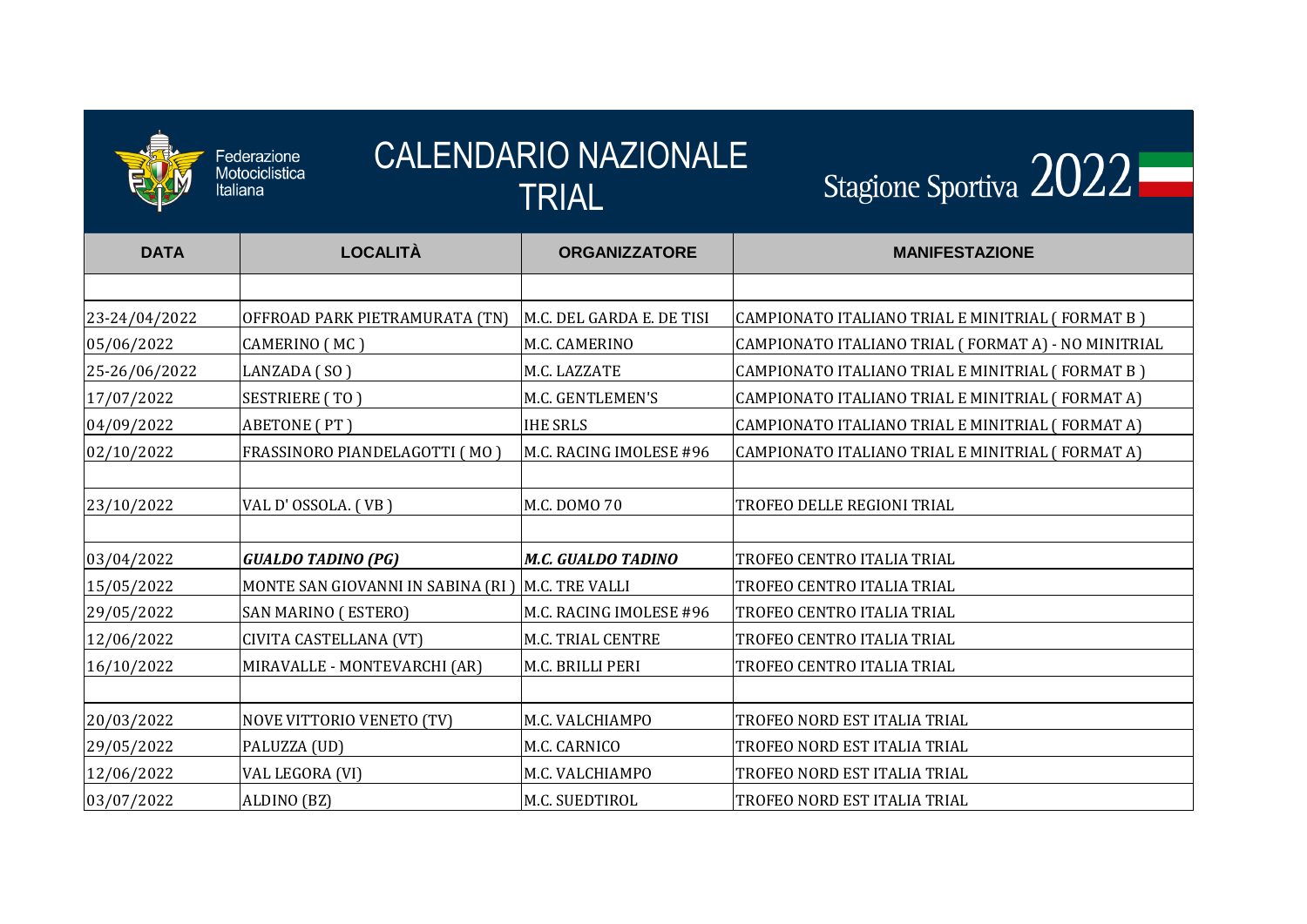Federazione Motociclistica Italiana

# CALENDARIO NAZIONALE TRIAL

Stagione Sportiva 2022

| DATA | LOCALITÀ | ORGANIZZATORE | MANIFESTAZIONE |
|---|---|---|---|
| | | | |
| 23-24/04/2022 | OFFROAD PARK PIETRAMURATA (TN) | M.C. DEL GARDA E. DE TISI | CAMPIONATO ITALIANO TRIAL E MINITRIAL ( FORMAT B ) |
| 05/06/2022 | CAMERINO ( MC ) | M.C. CAMERINO | CAMPIONATO ITALIANO TRIAL ( FORMAT A) - NO MINITRIAL |
| 25-26/06/2022 | LANZADA ( SO ) | M.C. LAZZATE | CAMPIONATO ITALIANO TRIAL E MINITRIAL ( FORMAT B ) |
| 17/07/2022 | SESTRIERE ( TO ) | M.C. GENTLEMEN'S | CAMPIONATO ITALIANO TRIAL E MINITRIAL ( FORMAT A) |
| 04/09/2022 | ABETONE ( PT ) | IHE SRLS | CAMPIONATO ITALIANO TRIAL E MINITRIAL ( FORMAT A) |
| 02/10/2022 | FRASSINORO PIANDELAGOTTI ( MO ) | M.C. RACING IMOLESE #96 | CAMPIONATO ITALIANO TRIAL E MINITRIAL ( FORMAT A) |
| | | | |
| 23/10/2022 | VAL D' OSSOLA. ( VB ) | M.C. DOMO 70 | TROFEO DELLE REGIONI TRIAL |
| | | | |
| 03/04/2022 | ***GUALDO TADINO (PG)*** | ***M.C. GUALDO TADINO*** | TROFEO CENTRO ITALIA TRIAL |
| 15/05/2022 | MONTE SAN GIOVANNI IN SABINA (RI ) | M.C. TRE VALLI | TROFEO CENTRO ITALIA TRIAL |
| 29/05/2022 | SAN MARINO ( ESTERO) | M.C. RACING IMOLESE #96 | TROFEO CENTRO ITALIA TRIAL |
| 12/06/2022 | CIVITA CASTELLANA (VT) | M.C. TRIAL CENTRE | TROFEO CENTRO ITALIA TRIAL |
| 16/10/2022 | MIRAVALLE - MONTEVARCHI (AR) | M.C. BRILLI PERI | TROFEO CENTRO ITALIA TRIAL |
| | | | |
| 20/03/2022 | NOVE VITTORIO VENETO (TV) | M.C. VALCHIAMPO | TROFEO NORD EST ITALIA TRIAL |
| 29/05/2022 | PALUZZA (UD) | M.C. CARNICO | TROFEO NORD EST ITALIA TRIAL |
| 12/06/2022 | VAL LEGORA (VI) | M.C. VALCHIAMPO | TROFEO NORD EST ITALIA TRIAL |
| 03/07/2022 | ALDINO (BZ) | M.C. SUEDTIROL | TROFEO NORD EST ITALIA TRIAL |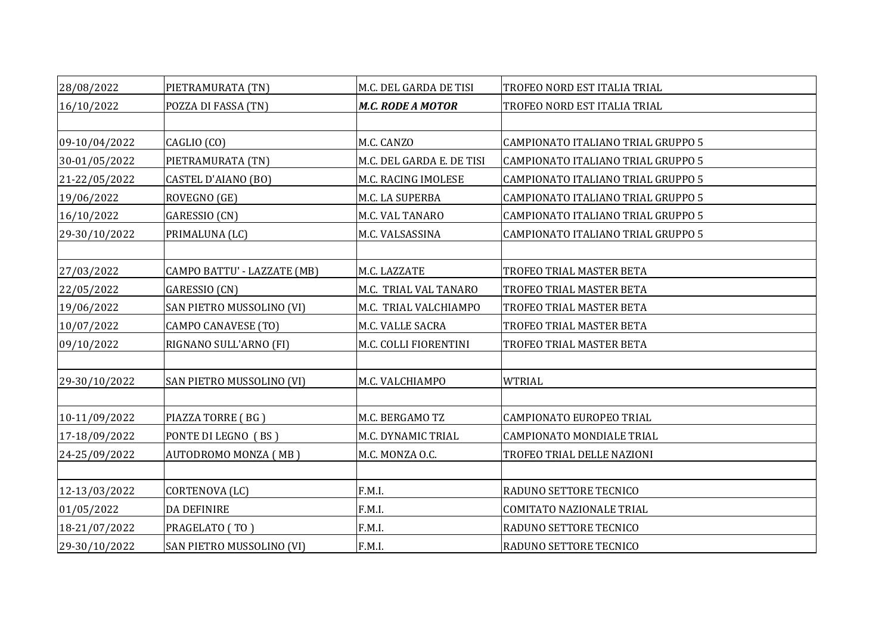| | | | |
|---|---|---|---|
| 28/08/2022 | PIETRAMURATA (TN) | M.C. DEL GARDA DE TISI | TROFEO NORD EST ITALIA TRIAL |
| 16/10/2022 | POZZA DI FASSA (TN) | ***M.C. RODE A MOTOR*** | TROFEO NORD EST ITALIA TRIAL |
| | | | |
| 09-10/04/2022 | CAGLIO (CO) | M.C. CANZO | CAMPIONATO ITALIANO TRIAL GRUPPO 5 |
| 30-01/05/2022 | PIETRAMURATA (TN) | M.C. DEL GARDA E. DE TISI | CAMPIONATO ITALIANO TRIAL GRUPPO 5 |
| 21-22/05/2022 | CASTEL D'AIANO (BO) | M.C. RACING IMOLESE | CAMPIONATO ITALIANO TRIAL GRUPPO 5 |
| 19/06/2022 | ROVEGNO (GE) | M.C. LA SUPERBA | CAMPIONATO ITALIANO TRIAL GRUPPO 5 |
| 16/10/2022 | GARESSIO (CN) | M.C. VAL TANARO | CAMPIONATO ITALIANO TRIAL GRUPPO 5 |
| 29-30/10/2022 | PRIMALUNA (LC) | M.C. VALSASSINA | CAMPIONATO ITALIANO TRIAL GRUPPO 5 |
| | | | |
| 27/03/2022 | CAMPO BATTU' - LAZZATE (MB) | M.C. LAZZATE | TROFEO TRIAL MASTER BETA |
| 22/05/2022 | GARESSIO (CN) | M.C. TRIAL VAL TANARO | TROFEO TRIAL MASTER BETA |
| 19/06/2022 | SAN PIETRO MUSSOLINO (VI) | M.C. TRIAL VALCHIAMPO | TROFEO TRIAL MASTER BETA |
| 10/07/2022 | CAMPO CANAVESE (TO) | M.C. VALLE SACRA | TROFEO TRIAL MASTER BETA |
| 09/10/2022 | RIGNANO SULL'ARNO (FI) | M.C. COLLI FIORENTINI | TROFEO TRIAL MASTER BETA |
| | | | |
| 29-30/10/2022 | SAN PIETRO MUSSOLINO (VI) | M.C. VALCHIAMPO | WTRIAL |
| | | | |
| 10-11/09/2022 | PIAZZA TORRE ( BG ) | M.C. BERGAMO TZ | CAMPIONATO EUROPEO TRIAL |
| 17-18/09/2022 | PONTE DI LEGNO ( BS ) | M.C. DYNAMIC TRIAL | CAMPIONATO MONDIALE TRIAL |
| 24-25/09/2022 | AUTODROMO MONZA ( MB ) | M.C. MONZA O.C. | TROFEO TRIAL DELLE NAZIONI |
| | | | |
| 12-13/03/2022 | CORTENOVA (LC) | F.M.I. | RADUNO SETTORE TECNICO |
| 01/05/2022 | DA DEFINIRE | F.M.I. | COMITATO NAZIONALE TRIAL |
| 18-21/07/2022 | PRAGELATO ( TO ) | F.M.I. | RADUNO SETTORE TECNICO |
| 29-30/10/2022 | SAN PIETRO MUSSOLINO (VI) | F.M.I. | RADUNO SETTORE TECNICO |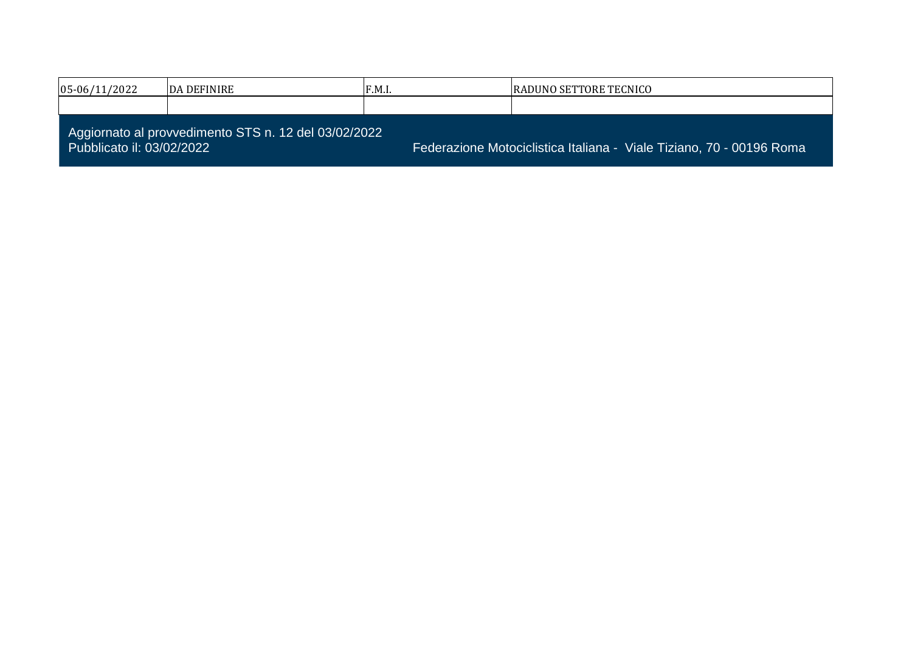| | | | |
|---|---|---|---|
| 05-06/11/2022 | DA DEFINIRE | F.M.I. | RADUNO SETTORE TECNICO |
| | | | |

Aggiornato al provvedimento STS n. 12 del 03/02/2022
Pubblicato il: 03/02/2022

Federazione Motociclistica Italiana - Viale Tiziano, 70 - 00196 Roma